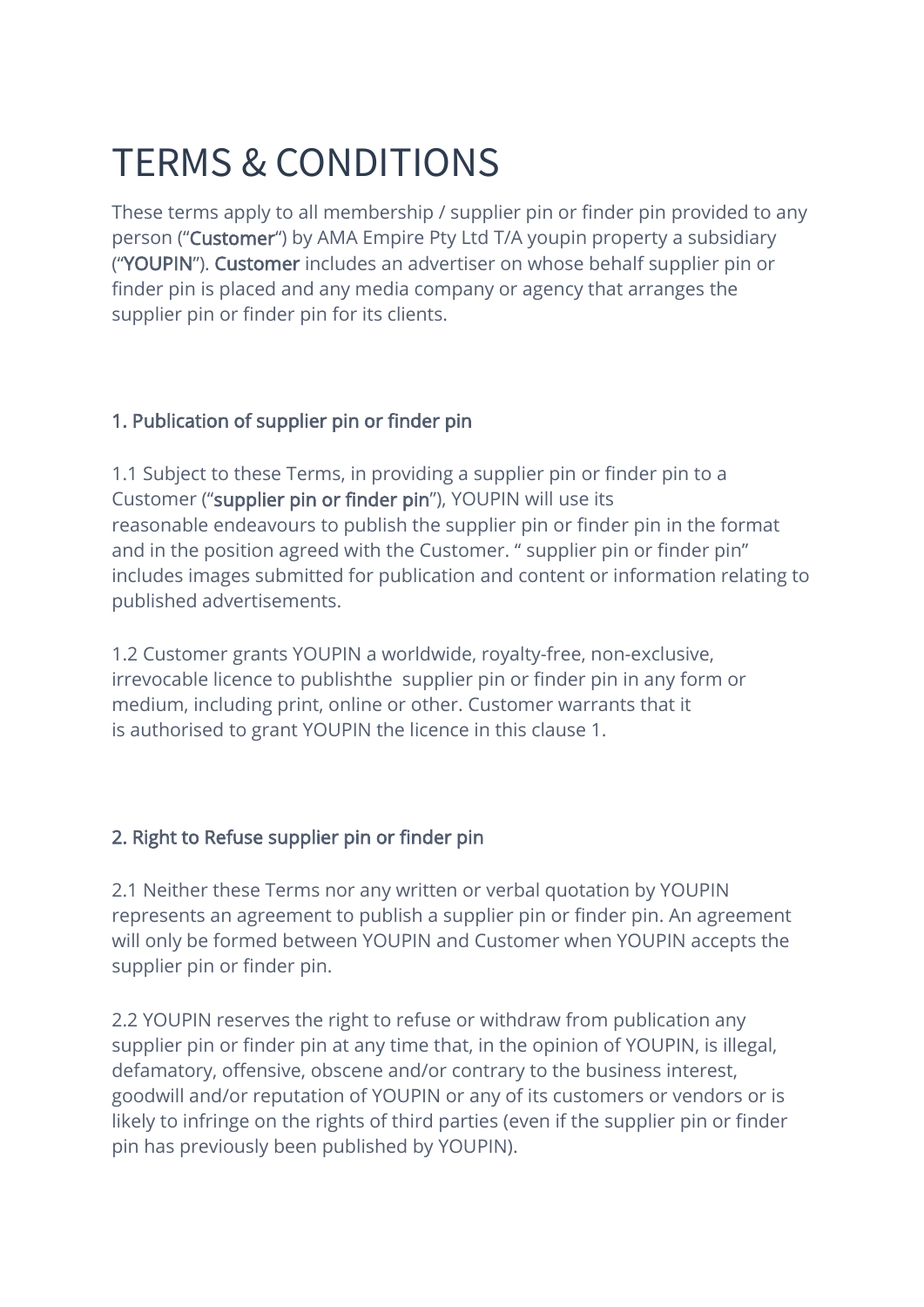# TERMS & CONDITIONS

These terms apply to all membership / supplier pin or finder pin provided to any person ("**Customer**") by AMA Empire Pty Ltd T/A youpin property a subsidiary ("**YOUPIN**"). **Customer** includes an advertiser on whose behalf supplier pin or finder pin is placed and any media company or agency that arranges the supplier pin or finder pin for its clients.

## 1. Publication of supplier pin or finder pin

1.1 Subject to these Terms, in providing a supplier pin or finder pin to a Customer ("**supplier pin or finder pin**"), YOUPIN will use its reasonable endeavours to publish the supplier pin or finder pin in the format and in the position agreed with the Customer. " supplier pin or finder pin" includes images submitted for publication and content or information relating to published advertisements.

1.2 Customer grants YOUPIN a worldwide, royalty-free, non-exclusive, irrevocable licence to publishthe supplier pin or finder pin in any form or medium, including print, online or other. Customer warrants that it is authorised to grant YOUPIN the licence in this clause 1.

## 2. Right to Refuse supplier pin or finder pin

2.1 Neither these Terms nor any written or verbal quotation by YOUPIN represents an agreement to publish a supplier pin or finder pin. An agreement will only be formed between YOUPIN and Customer when YOUPIN accepts the supplier pin or finder pin.

2.2 YOUPIN reserves the right to refuse or withdraw from publication any supplier pin or finder pin at any time that, in the opinion of YOUPIN, is illegal, defamatory, offensive, obscene and/or contrary to the business interest, goodwill and/or reputation of YOUPIN or any of its customers or vendors or is likely to infringe on the rights of third parties (even if the supplier pin or finder pin has previously been published by YOUPIN).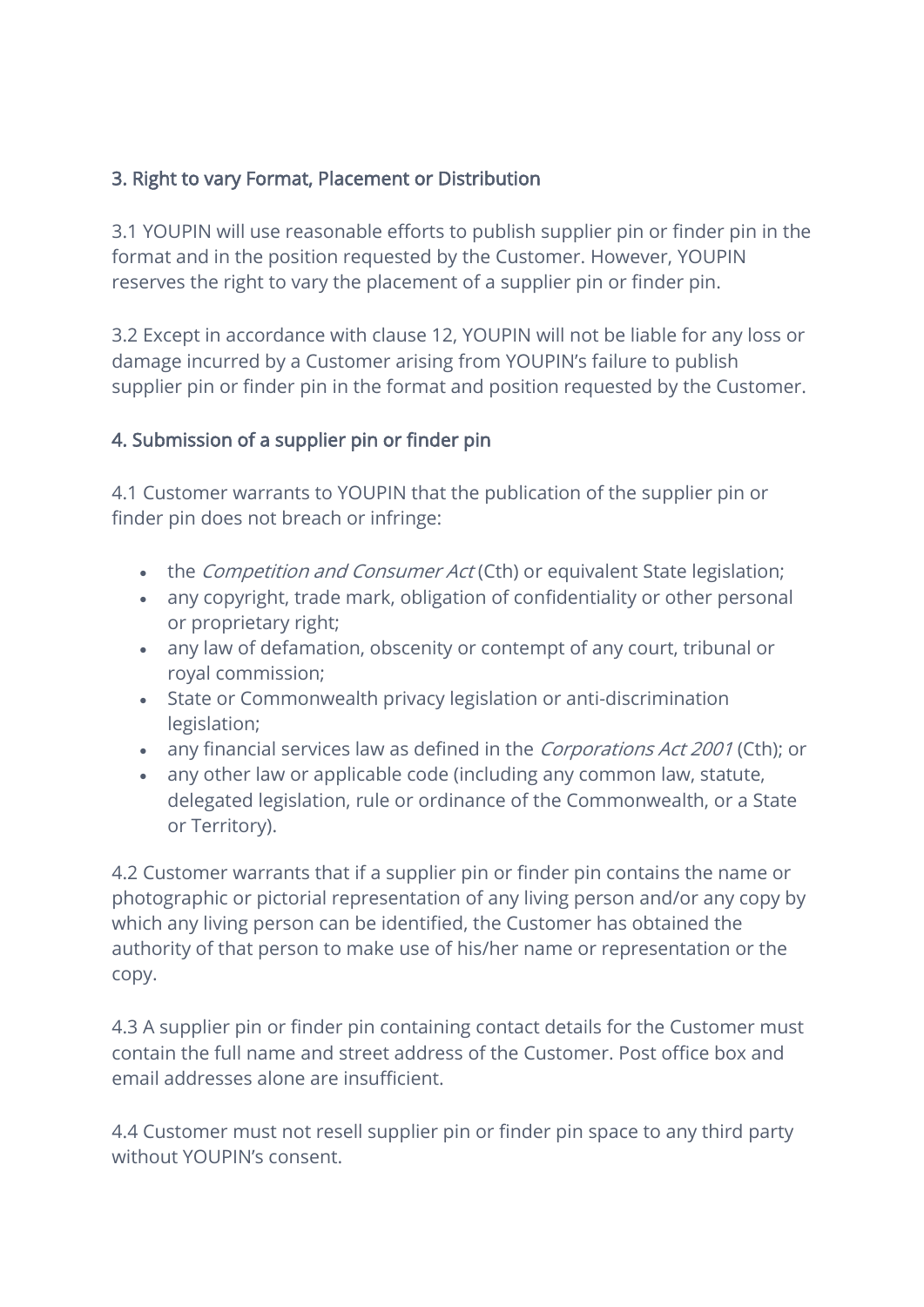## 3. Right to vary Format, Placement or Distribution

3.1 YOUPIN will use reasonable efforts to publish supplier pin or finder pin in the format and in the position requested by the Customer. However, YOUPIN reserves the right to vary the placement of a supplier pin or finder pin.

3.2 Except in accordance with clause 12, YOUPIN will not be liable for any loss or damage incurred by a Customer arising from YOUPIN's failure to publish supplier pin or finder pin in the format and position requested by the Customer.

## 4. Submission of a supplier pin or finder pin

4.1 Customer warrants to YOUPIN that the publication of the supplier pin or finder pin does not breach or infringe:

- the *Competition and Consumer Act* (Cth) or equivalent State legislation;
- any copyright, trade mark, obligation of confidentiality or other personal or proprietary right;
- any law of defamation, obscenity or contempt of any court, tribunal or royal commission;
- State or Commonwealth privacy legislation or anti-discrimination legislation;
- any financial services law as defined in the *Corporations Act 2001* (Cth); or
- any other law or applicable code (including any common law, statute, delegated legislation, rule or ordinance of the Commonwealth, or a State or Territory).

4.2 Customer warrants that if a supplier pin or finder pin contains the name or photographic or pictorial representation of any living person and/or any copy by which any living person can be identified, the Customer has obtained the authority of that person to make use of his/her name or representation or the copy.

4.3 A supplier pin or finder pin containing contact details for the Customer must contain the full name and street address of the Customer. Post office box and email addresses alone are insufficient.

4.4 Customer must not resell supplier pin or finder pin space to any third party without YOUPIN's consent.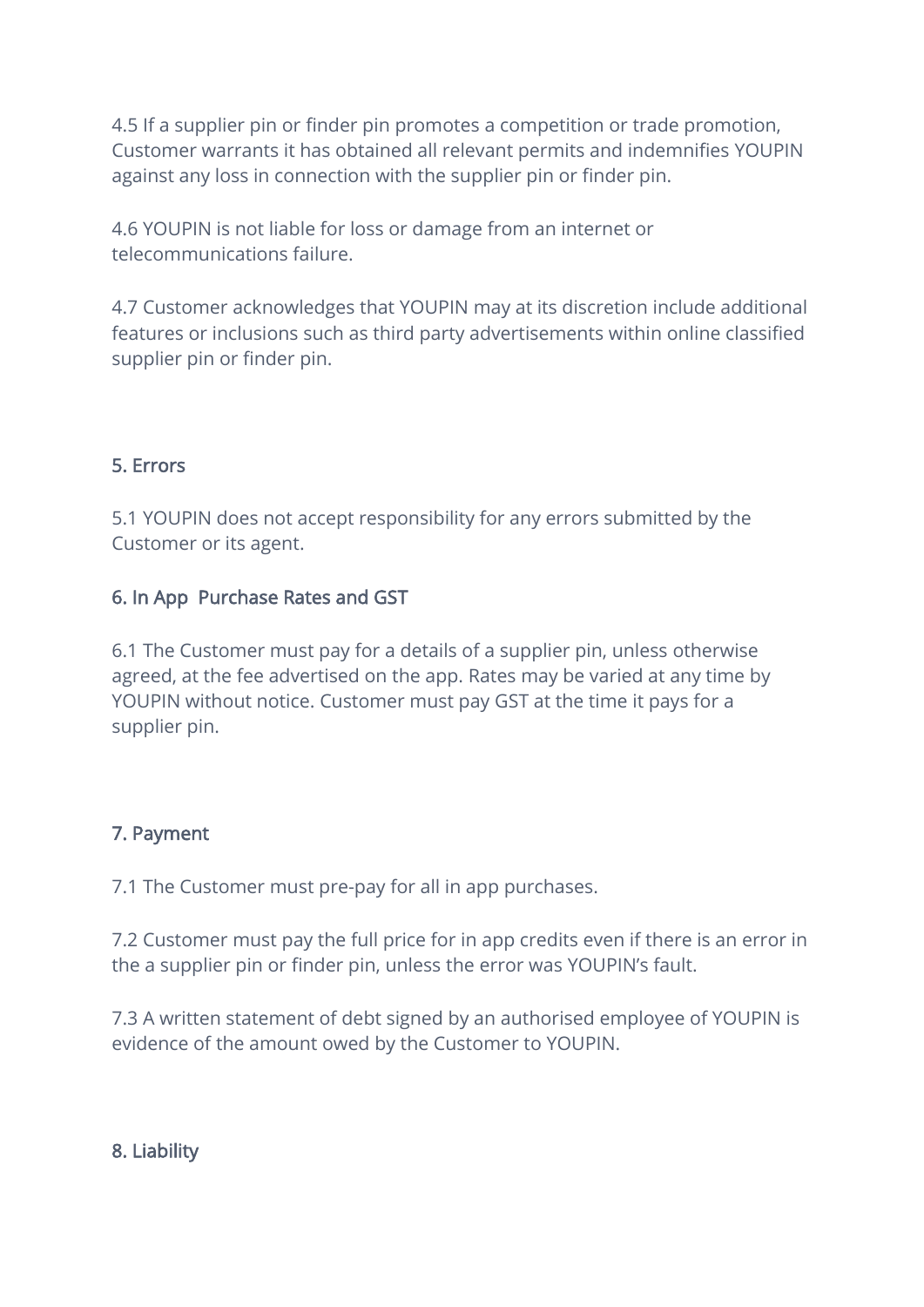4.5 If a supplier pin or finder pin promotes a competition or trade promotion, Customer warrants it has obtained all relevant permits and indemnifies YOUPIN against any loss in connection with the supplier pin or finder pin.

4.6 YOUPIN is not liable for loss or damage from an internet or telecommunications failure.

4.7 Customer acknowledges that YOUPIN may at its discretion include additional features or inclusions such as third party advertisements within online classified supplier pin or finder pin.

## 5. Errors

5.1 YOUPIN does not accept responsibility for any errors submitted by the Customer or its agent.

## 6. In App  Purchase Rates and GST

6.1 The Customer must pay for a details of a supplier pin, unless otherwise agreed, at the fee advertised on the app. Rates may be varied at any time by YOUPIN without notice. Customer must pay GST at the time it pays for a supplier pin.

## 7. Payment

7.1 The Customer must pre-pay for all in app purchases.

7.2 Customer must pay the full price for in app credits even if there is an error in the a supplier pin or finder pin, unless the error was YOUPIN's fault.

7.3 A written statement of debt signed by an authorised employee of YOUPIN is evidence of the amount owed by the Customer to YOUPIN.

## 8. Liability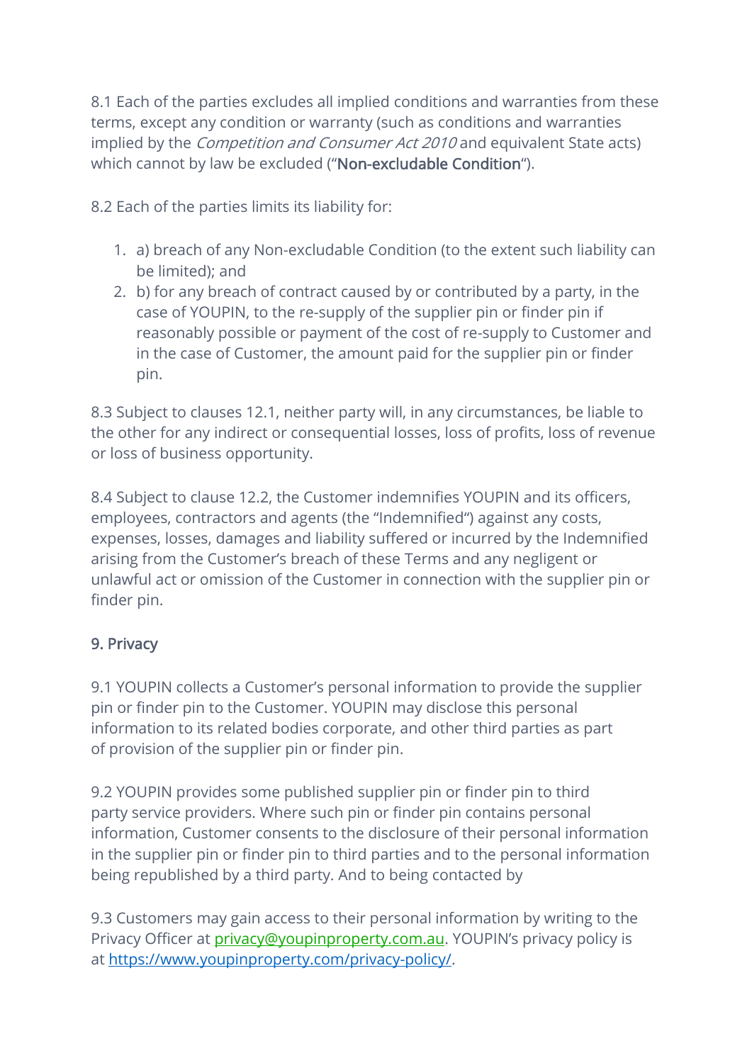8.1 Each of the parties excludes all implied conditions and warranties from these terms, except any condition or warranty (such as conditions and warranties implied by the *Competition and Consumer Act 2010* and equivalent State acts) which cannot by law be excluded ("**Non-excludable Condition**").

8.2 Each of the parties limits its liability for:

1. a) breach of any Non-excludable Condition (to the extent such liability can be limited); and
2. b) for any breach of contract caused by or contributed by a party, in the case of YOUPIN, to the re-supply of the supplier pin or finder pin if reasonably possible or payment of the cost of re-supply to Customer and in the case of Customer, the amount paid for the supplier pin or finder pin.

8.3 Subject to clauses 12.1, neither party will, in any circumstances, be liable to the other for any indirect or consequential losses, loss of profits, loss of revenue or loss of business opportunity.

8.4 Subject to clause 12.2, the Customer indemnifies YOUPIN and its officers, employees, contractors and agents (the "Indemnified") against any costs, expenses, losses, damages and liability suffered or incurred by the Indemnified arising from the Customer's breach of these Terms and any negligent or unlawful act or omission of the Customer in connection with the supplier pin or finder pin.

**9. Privacy**

9.1 YOUPIN collects a Customer's personal information to provide the supplier pin or finder pin to the Customer. YOUPIN may disclose this personal information to its related bodies corporate, and other third parties as part of provision of the supplier pin or finder pin.

9.2 YOUPIN provides some published supplier pin or finder pin to third party service providers. Where such pin or finder pin contains personal information, Customer consents to the disclosure of their personal information in the supplier pin or finder pin to third parties and to the personal information being republished by a third party. And to being contacted by

9.3 Customers may gain access to their personal information by writing to the Privacy Officer at [privacy@youpinproperty.com.au](mailto:privacy@youpinproperty.com.au). YOUPIN's privacy policy is at [https://www.youpinproperty.com/privacy-policy/](https://www.youpinproperty.com/privacy-policy/).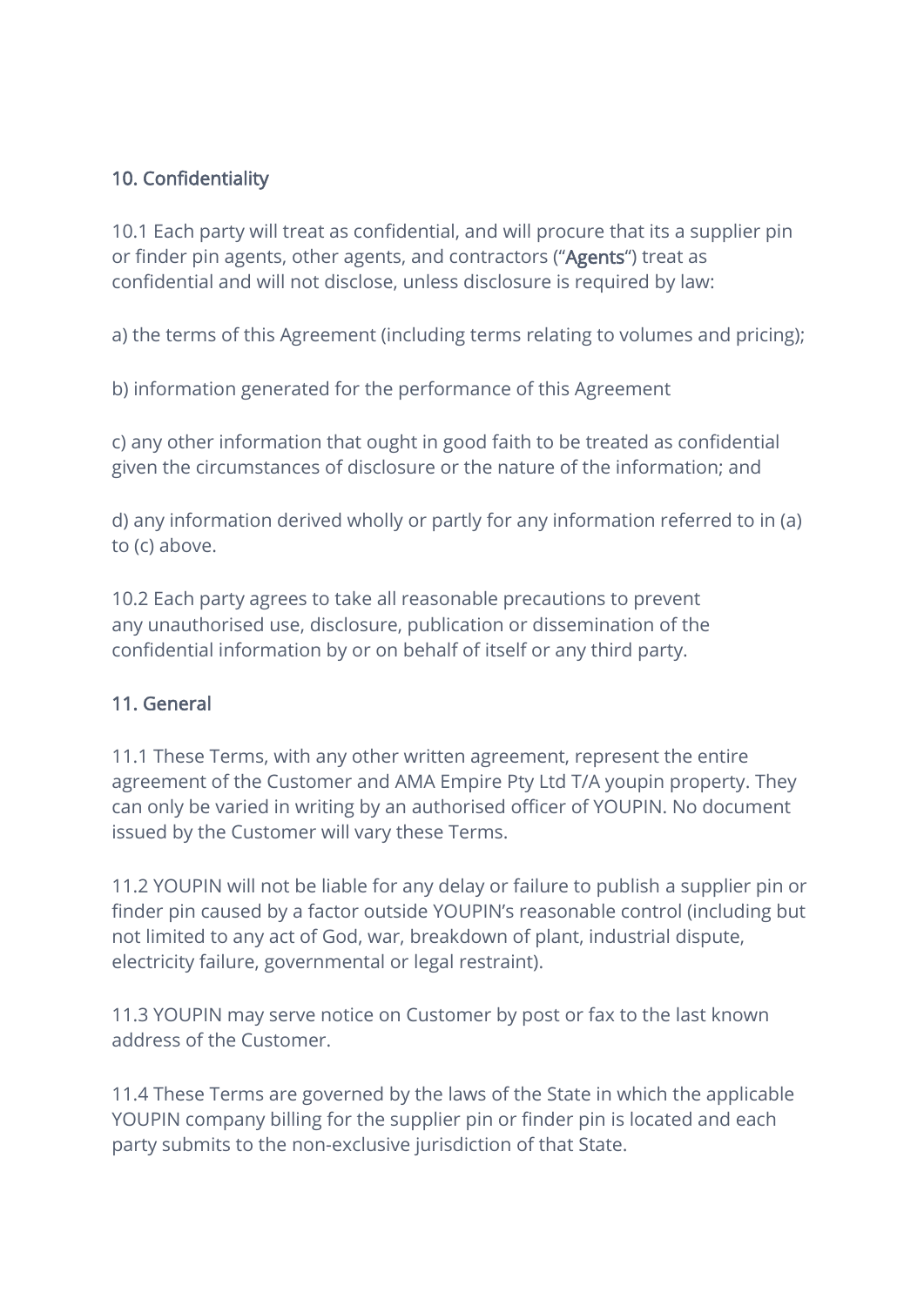## 10. Confidentiality

10.1 Each party will treat as confidential, and will procure that its a supplier pin or finder pin agents, other agents, and contractors ("**Agents**") treat as confidential and will not disclose, unless disclosure is required by law:

a) the terms of this Agreement (including terms relating to volumes and pricing);

b) information generated for the performance of this Agreement

c) any other information that ought in good faith to be treated as confidential given the circumstances of disclosure or the nature of the information; and

d) any information derived wholly or partly for any information referred to in (a) to (c) above.

10.2 Each party agrees to take all reasonable precautions to prevent any unauthorised use, disclosure, publication or dissemination of the confidential information by or on behalf of itself or any third party.

## 11. General

11.1 These Terms, with any other written agreement, represent the entire agreement of the Customer and AMA Empire Pty Ltd T/A youpin property. They can only be varied in writing by an authorised officer of YOUPIN. No document issued by the Customer will vary these Terms.

11.2 YOUPIN will not be liable for any delay or failure to publish a supplier pin or finder pin caused by a factor outside YOUPIN's reasonable control (including but not limited to any act of God, war, breakdown of plant, industrial dispute, electricity failure, governmental or legal restraint).

11.3 YOUPIN may serve notice on Customer by post or fax to the last known address of the Customer.

11.4 These Terms are governed by the laws of the State in which the applicable YOUPIN company billing for the supplier pin or finder pin is located and each party submits to the non-exclusive jurisdiction of that State.